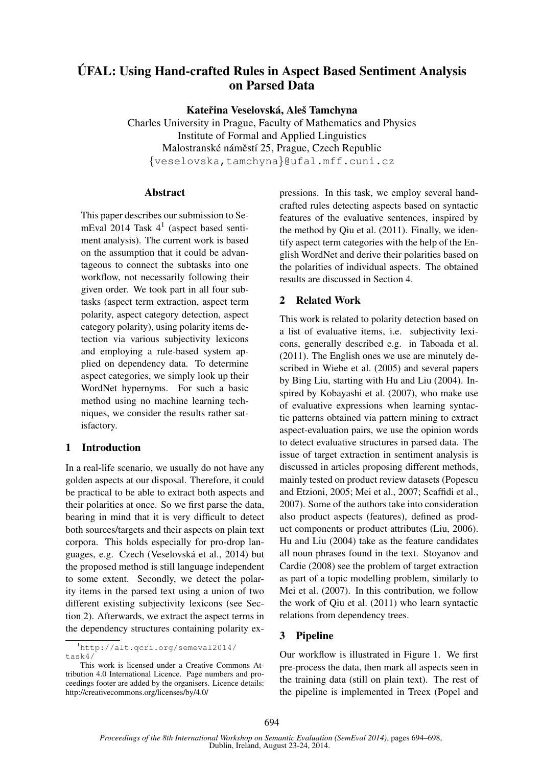# ÚFAL: Using Hand-crafted Rules in Aspect Based Sentiment Analysis on Parsed Data

**Kateřina Veselovská, Aleš Tamchyna**

Charles University in Prague, Faculty of Mathematics and Physics
Institute of Formal and Applied Linguistics
Malostranské náměstí 25, Prague, Czech Republic
{veselovska,tamchyna}@ufal.mff.cuni.cz

## Abstract

This paper describes our submission to SemEval 2014 Task 4[1] (aspect based sentiment analysis). The current work is based on the assumption that it could be advantageous to connect the subtasks into one workflow, not necessarily following their given order. We took part in all four subtasks (aspect term extraction, aspect term polarity, aspect category detection, aspect category polarity), using polarity items detection via various subjectivity lexicons and employing a rule-based system applied on dependency data. To determine aspect categories, we simply look up their WordNet hypernyms. For such a basic method using no machine learning techniques, we consider the results rather satisfactory.

## 1 Introduction

In a real-life scenario, we usually do not have any golden aspects at our disposal. Therefore, it could be practical to be able to extract both aspects and their polarities at once. So we first parse the data, bearing in mind that it is very difficult to detect both sources/targets and their aspects on plain text corpora. This holds especially for pro-drop languages, e.g. Czech (Veselovská et al., 2014) but the proposed method is still language independent to some extent. Secondly, we detect the polarity items in the parsed text using a union of two different existing subjectivity lexicons (see Section 2). Afterwards, we extract the aspect terms in the dependency structures containing polarity expressions. In this task, we employ several hand-crafted rules detecting aspects based on syntactic features of the evaluative sentences, inspired by the method by Qiu et al. (2011). Finally, we identify aspect term categories with the help of the English WordNet and derive their polarities based on the polarities of individual aspects. The obtained results are discussed in Section 4.

## 2 Related Work

This work is related to polarity detection based on a list of evaluative items, i.e. subjectivity lexicons, generally described e.g. in Taboada et al. (2011). The English ones we use are minutely described in Wiebe et al. (2005) and several papers by Bing Liu, starting with Hu and Liu (2004). Inspired by Kobayashi et al. (2007), who make use of evaluative expressions when learning syntactic patterns obtained via pattern mining to extract aspect-evaluation pairs, we use the opinion words to detect evaluative structures in parsed data. The issue of target extraction in sentiment analysis is discussed in articles proposing different methods, mainly tested on product review datasets (Popescu and Etzioni, 2005; Mei et al., 2007; Scaffidi et al., 2007). Some of the authors take into consideration also product aspects (features), defined as product components or product attributes (Liu, 2006). Hu and Liu (2004) take as the feature candidates all noun phrases found in the text. Stoyanov and Cardie (2008) see the problem of target extraction as part of a topic modelling problem, similarly to Mei et al. (2007). In this contribution, we follow the work of Qiu et al. (2011) who learn syntactic relations from dependency trees.

## 3 Pipeline

Our workflow is illustrated in Figure 1. We first pre-process the data, then mark all aspects seen in the training data (still on plain text). The rest of the pipeline is implemented in Treex (Popel and

---

[1] http://alt.qcri.org/semeval2014/task4/

This work is licensed under a Creative Commons Attribution 4.0 International Licence. Page numbers and proceedings footer are added by the organisers. Licence details: http://creativecommons.org/licenses/by/4.0/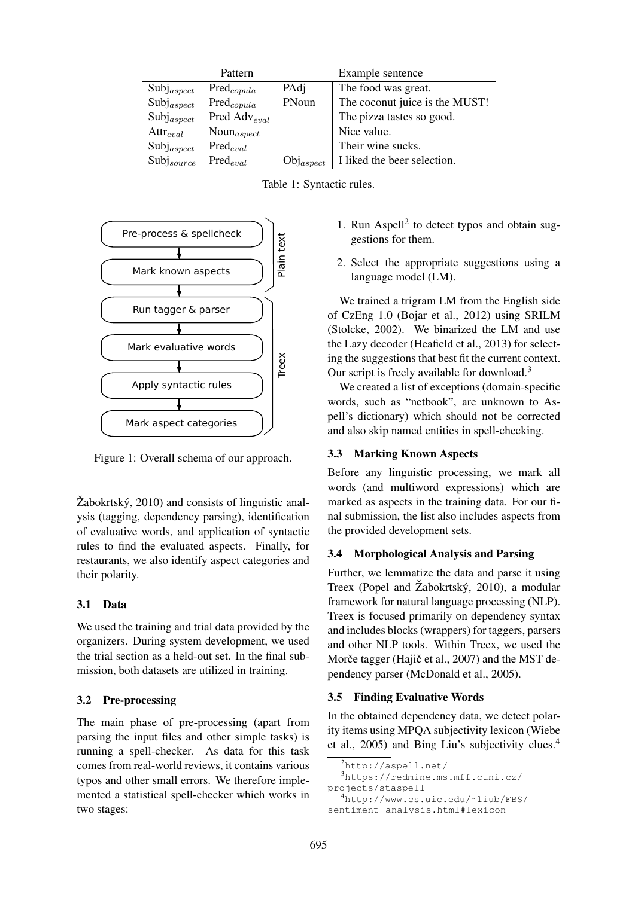| Pattern | | | Example sentence |
|---|---|---|---|
| $\text{Subj}_{aspect}$ | $\text{Pred}_{copula}$ | PAdj | The food was great. |
| $\text{Subj}_{aspect}$ | $\text{Pred}_{copula}$ | PNoun | The coconut juice is the MUST! |
| $\text{Subj}_{aspect}$ | Pred $\text{Adv}_{eval}$ | | The pizza tastes so good. |
| $\text{Attr}_{eval}$ | $\text{Noun}_{aspect}$ | | Nice value. |
| $\text{Subj}_{aspect}$ | $\text{Pred}_{eval}$ | | Their wine sucks. |
| $\text{Subj}_{source}$ | $\text{Pred}_{eval}$ | $\text{Obj}_{aspect}$ | I liked the beer selection. |

Table 1: Syntactic rules.

Pre-process & spellcheck → Mark known aspects (Plain text) → Run tagger & parser → Mark evaluative words → Apply syntactic rules → Mark aspect categories (Treex)

Figure 1: Overall schema of our approach.

Žabokrtský, 2010) and consists of linguistic analysis (tagging, dependency parsing), identification of evaluative words, and application of syntactic rules to find the evaluated aspects. Finally, for restaurants, we also identify aspect categories and their polarity.

### 3.1 Data

We used the training and trial data provided by the organizers. During system development, we used the trial section as a held-out set. In the final submission, both datasets are utilized in training.

### 3.2 Pre-processing

The main phase of pre-processing (apart from parsing the input files and other simple tasks) is running a spell-checker. As data for this task comes from real-world reviews, it contains various typos and other small errors. We therefore implemented a statistical spell-checker which works in two stages:

1. Run Aspell[2] to detect typos and obtain suggestions for them.
2. Select the appropriate suggestions using a language model (LM).

We trained a trigram LM from the English side of CzEng 1.0 (Bojar et al., 2012) using SRILM (Stolcke, 2002). We binarized the LM and use the Lazy decoder (Heafield et al., 2013) for selecting the suggestions that best fit the current context. Our script is freely available for download.[3]

We created a list of exceptions (domain-specific words, such as "netbook", are unknown to Aspell's dictionary) which should not be corrected and also skip named entities in spell-checking.

### 3.3 Marking Known Aspects

Before any linguistic processing, we mark all words (and multiword expressions) which are marked as aspects in the training data. For our final submission, the list also includes aspects from the provided development sets.

### 3.4 Morphological Analysis and Parsing

Further, we lemmatize the data and parse it using Treex (Popel and Žabokrtský, 2010), a modular framework for natural language processing (NLP). Treex is focused primarily on dependency syntax and includes blocks (wrappers) for taggers, parsers and other NLP tools. Within Treex, we used the Morče tagger (Hajič et al., 2007) and the MST dependency parser (McDonald et al., 2005).

### 3.5 Finding Evaluative Words

In the obtained dependency data, we detect polarity items using MPQA subjectivity lexicon (Wiebe et al., 2005) and Bing Liu's subjectivity clues.[4]

[2] http://aspell.net/

[3] https://redmine.ms.mff.cuni.cz/projects/staspell

[4] http://www.cs.uic.edu/~liub/FBS/sentiment-analysis.html#lexicon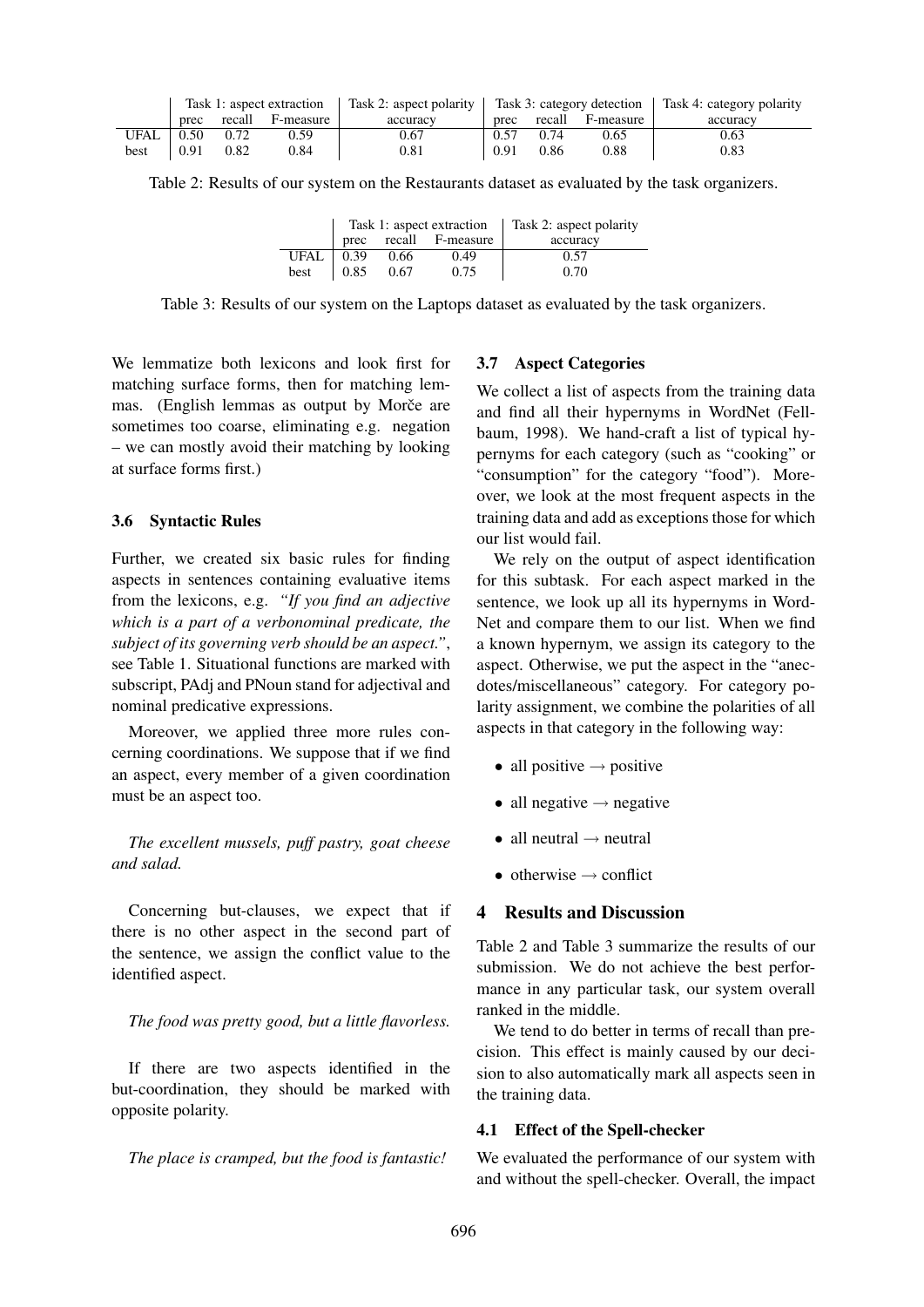| | Task 1: aspect extraction | | | Task 2: aspect polarity | Task 3: category detection | | | Task 4: category polarity |
|---|---|---|---|---|---|---|---|---|
| | prec | recall | F-measure | accuracy | prec | recall | F-measure | accuracy |
| UFAL | 0.50 | 0.72 | 0.59 | 0.67 | 0.57 | 0.74 | 0.65 | 0.63 |
| best | 0.91 | 0.82 | 0.84 | 0.81 | 0.91 | 0.86 | 0.88 | 0.83 |

Table 2: Results of our system on the Restaurants dataset as evaluated by the task organizers.

| | Task 1: aspect extraction | | | Task 2: aspect polarity |
|---|---|---|---|---|
| | prec | recall | F-measure | accuracy |
| UFAL | 0.39 | 0.66 | 0.49 | 0.57 |
| best | 0.85 | 0.67 | 0.75 | 0.70 |

Table 3: Results of our system on the Laptops dataset as evaluated by the task organizers.

We lemmatize both lexicons and look first for matching surface forms, then for matching lemmas. (English lemmas as output by Morče are sometimes too coarse, eliminating e.g. negation – we can mostly avoid their matching by looking at surface forms first.)

### 3.6 Syntactic Rules

Further, we created six basic rules for finding aspects in sentences containing evaluative items from the lexicons, e.g. *"If you find an adjective which is a part of a verbonominal predicate, the subject of its governing verb should be an aspect."*, see Table 1. Situational functions are marked with subscript, PAdj and PNoun stand for adjectival and nominal predicative expressions.

Moreover, we applied three more rules concerning coordinations. We suppose that if we find an aspect, every member of a given coordination must be an aspect too.

*The excellent mussels, puff pastry, goat cheese and salad.*

Concerning but-clauses, we expect that if there is no other aspect in the second part of the sentence, we assign the conflict value to the identified aspect.

*The food was pretty good, but a little flavorless.*

If there are two aspects identified in the but-coordination, they should be marked with opposite polarity.

*The place is cramped, but the food is fantastic!*

### 3.7 Aspect Categories

We collect a list of aspects from the training data and find all their hypernyms in WordNet (Fellbaum, 1998). We hand-craft a list of typical hypernyms for each category (such as "cooking" or "consumption" for the category "food"). Moreover, we look at the most frequent aspects in the training data and add as exceptions those for which our list would fail.

We rely on the output of aspect identification for this subtask. For each aspect marked in the sentence, we look up all its hypernyms in WordNet and compare them to our list. When we find a known hypernym, we assign its category to the aspect. Otherwise, we put the aspect in the "anecdotes/miscellaneous" category. For category polarity assignment, we combine the polarities of all aspects in that category in the following way:

- all positive → positive
- all negative → negative
- all neutral → neutral
- otherwise → conflict

## 4 Results and Discussion

Table 2 and Table 3 summarize the results of our submission. We do not achieve the best performance in any particular task, our system overall ranked in the middle.

We tend to do better in terms of recall than precision. This effect is mainly caused by our decision to also automatically mark all aspects seen in the training data.

### 4.1 Effect of the Spell-checker

We evaluated the performance of our system with and without the spell-checker. Overall, the impact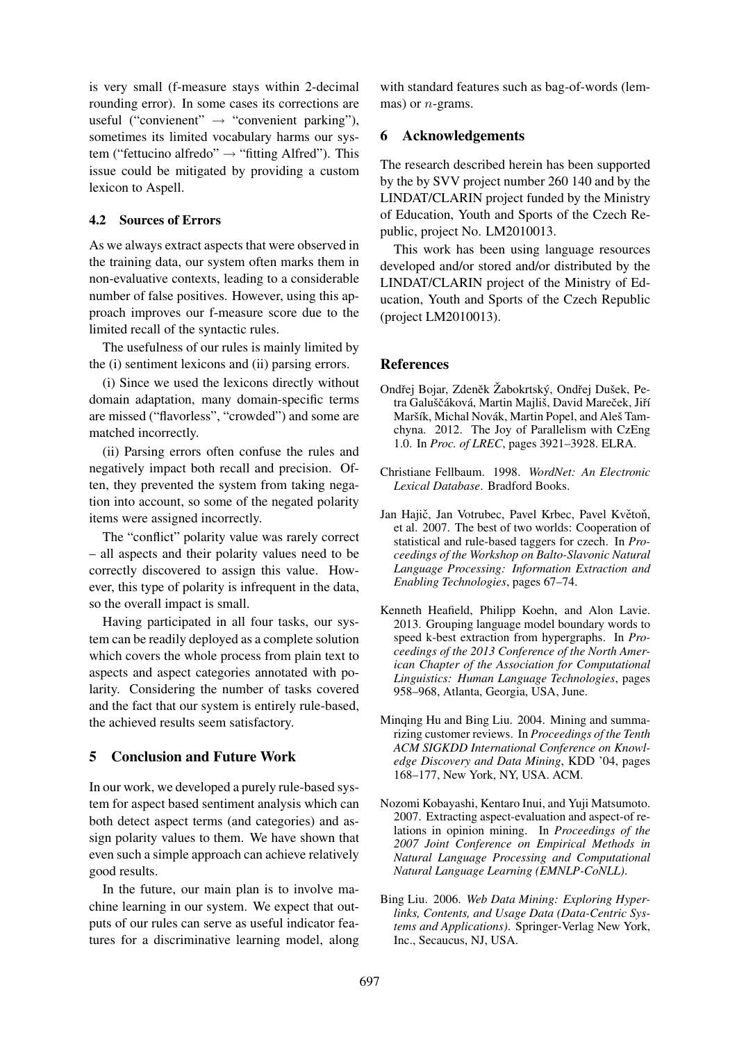is very small (f-measure stays within 2-decimal rounding error). In some cases its corrections are useful ("convienent" → "convenient parking"), sometimes its limited vocabulary harms our system ("fettucino alfredo" → "fitting Alfred"). This issue could be mitigated by providing a custom lexicon to Aspell.

### 4.2 Sources of Errors

As we always extract aspects that were observed in the training data, our system often marks them in non-evaluative contexts, leading to a considerable number of false positives. However, using this approach improves our f-measure score due to the limited recall of the syntactic rules.

The usefulness of our rules is mainly limited by the (i) sentiment lexicons and (ii) parsing errors.

(i) Since we used the lexicons directly without domain adaptation, many domain-specific terms are missed ("flavorless", "crowded") and some are matched incorrectly.

(ii) Parsing errors often confuse the rules and negatively impact both recall and precision. Often, they prevented the system from taking negation into account, so some of the negated polarity items were assigned incorrectly.

The "conflict" polarity value was rarely correct – all aspects and their polarity values need to be correctly discovered to assign this value. However, this type of polarity is infrequent in the data, so the overall impact is small.

Having participated in all four tasks, our system can be readily deployed as a complete solution which covers the whole process from plain text to aspects and aspect categories annotated with polarity. Considering the number of tasks covered and the fact that our system is entirely rule-based, the achieved results seem satisfactory.

## 5 Conclusion and Future Work

In our work, we developed a purely rule-based system for aspect based sentiment analysis which can both detect aspect terms (and categories) and assign polarity values to them. We have shown that even such a simple approach can achieve relatively good results.

In the future, our main plan is to involve machine learning in our system. We expect that outputs of our rules can serve as useful indicator features for a discriminative learning model, along with standard features such as bag-of-words (lemmas) or $n$-grams.

## 6 Acknowledgements

The research described herein has been supported by the by SVV project number 260 140 and by the LINDAT/CLARIN project funded by the Ministry of Education, Youth and Sports of the Czech Republic, project No. LM2010013.

This work has been using language resources developed and/or stored and/or distributed by the LINDAT/CLARIN project of the Ministry of Education, Youth and Sports of the Czech Republic (project LM2010013).

## References

Ondřej Bojar, Zdeněk Žabokrtský, Ondřej Dušek, Petra Galuščáková, Martin Majliš, David Mareček, Jiří Maršík, Michal Novák, Martin Popel, and Aleš Tamchyna. 2012. The Joy of Parallelism with CzEng 1.0. In *Proc. of LREC*, pages 3921–3928. ELRA.

Christiane Fellbaum. 1998. *WordNet: An Electronic Lexical Database*. Bradford Books.

Jan Hajič, Jan Votrubec, Pavel Krbec, Pavel Květoň, et al. 2007. The best of two worlds: Cooperation of statistical and rule-based taggers for czech. In *Proceedings of the Workshop on Balto-Slavonic Natural Language Processing: Information Extraction and Enabling Technologies*, pages 67–74.

Kenneth Heafield, Philipp Koehn, and Alon Lavie. 2013. Grouping language model boundary words to speed k-best extraction from hypergraphs. In *Proceedings of the 2013 Conference of the North American Chapter of the Association for Computational Linguistics: Human Language Technologies*, pages 958–968, Atlanta, Georgia, USA, June.

Minqing Hu and Bing Liu. 2004. Mining and summarizing customer reviews. In *Proceedings of the Tenth ACM SIGKDD International Conference on Knowledge Discovery and Data Mining*, KDD '04, pages 168–177, New York, NY, USA. ACM.

Nozomi Kobayashi, Kentaro Inui, and Yuji Matsumoto. 2007. Extracting aspect-evaluation and aspect-of relations in opinion mining. In *Proceedings of the 2007 Joint Conference on Empirical Methods in Natural Language Processing and Computational Natural Language Learning (EMNLP-CoNLL)*.

Bing Liu. 2006. *Web Data Mining: Exploring Hyperlinks, Contents, and Usage Data (Data-Centric Systems and Applications)*. Springer-Verlag New York, Inc., Secaucus, NJ, USA.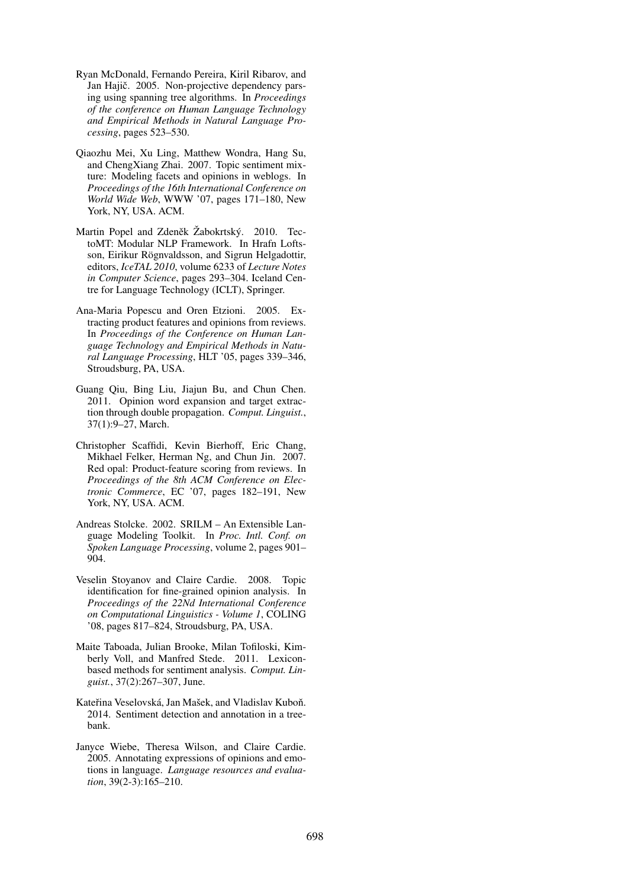Ryan McDonald, Fernando Pereira, Kiril Ribarov, and Jan Hajič. 2005. Non-projective dependency parsing using spanning tree algorithms. In *Proceedings of the conference on Human Language Technology and Empirical Methods in Natural Language Processing*, pages 523–530.

Qiaozhu Mei, Xu Ling, Matthew Wondra, Hang Su, and ChengXiang Zhai. 2007. Topic sentiment mixture: Modeling facets and opinions in weblogs. In *Proceedings of the 16th International Conference on World Wide Web*, WWW '07, pages 171–180, New York, NY, USA. ACM.

Martin Popel and Zdeněk Žabokrtský. 2010. TectoMT: Modular NLP Framework. In Hrafn Loftsson, Eirikur Rögnvaldsson, and Sigrun Helgadottir, editors, *IceTAL 2010*, volume 6233 of *Lecture Notes in Computer Science*, pages 293–304. Iceland Centre for Language Technology (ICLT), Springer.

Ana-Maria Popescu and Oren Etzioni. 2005. Extracting product features and opinions from reviews. In *Proceedings of the Conference on Human Language Technology and Empirical Methods in Natural Language Processing*, HLT '05, pages 339–346, Stroudsburg, PA, USA.

Guang Qiu, Bing Liu, Jiajun Bu, and Chun Chen. 2011. Opinion word expansion and target extraction through double propagation. *Comput. Linguist.*, 37(1):9–27, March.

Christopher Scaffidi, Kevin Bierhoff, Eric Chang, Mikhael Felker, Herman Ng, and Chun Jin. 2007. Red opal: Product-feature scoring from reviews. In *Proceedings of the 8th ACM Conference on Electronic Commerce*, EC '07, pages 182–191, New York, NY, USA. ACM.

Andreas Stolcke. 2002. SRILM – An Extensible Language Modeling Toolkit. In *Proc. Intl. Conf. on Spoken Language Processing*, volume 2, pages 901–904.

Veselin Stoyanov and Claire Cardie. 2008. Topic identification for fine-grained opinion analysis. In *Proceedings of the 22Nd International Conference on Computational Linguistics - Volume 1*, COLING '08, pages 817–824, Stroudsburg, PA, USA.

Maite Taboada, Julian Brooke, Milan Tofiloski, Kimberly Voll, and Manfred Stede. 2011. Lexicon-based methods for sentiment analysis. *Comput. Linguist.*, 37(2):267–307, June.

Kateřina Veselovská, Jan Mašek, and Vladislav Kuboň. 2014. Sentiment detection and annotation in a treebank.

Janyce Wiebe, Theresa Wilson, and Claire Cardie. 2005. Annotating expressions of opinions and emotions in language. *Language resources and evaluation*, 39(2-3):165–210.